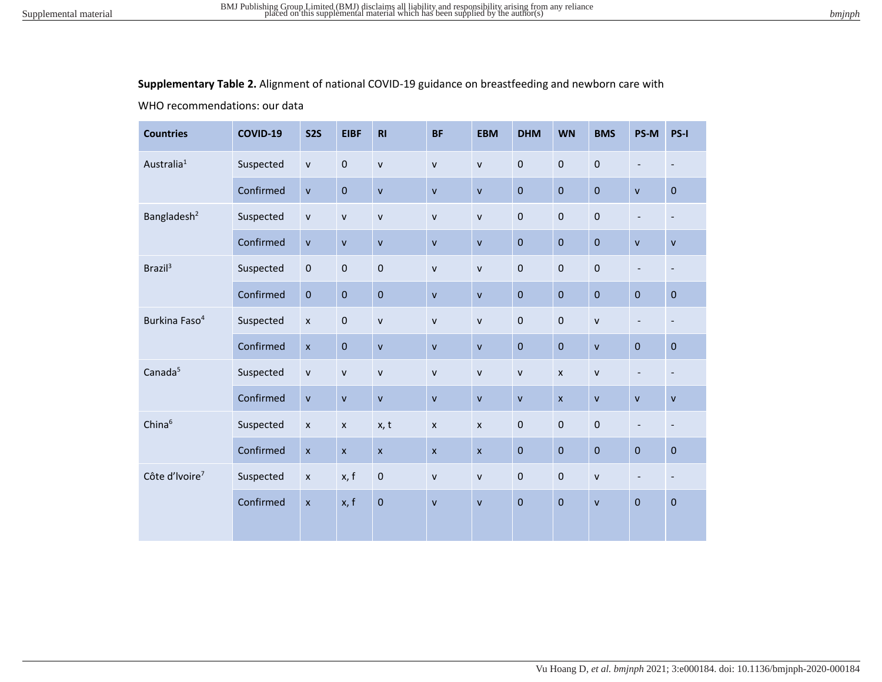**Supplementary Table 2.** Alignment of national COVID-19 guidance on breastfeeding and newborn care with WHO recommendations: our data

| Countries | COVID-19 | S2S | EIBF | RI | BF | EBM | DHM | WN | BMS | PS-M | PS-I |
|---|---|---|---|---|---|---|---|---|---|---|---|
| Australia[1] | Suspected | v | 0 | v | v | v | 0 | 0 | 0 | - | - |
| | Confirmed | v | 0 | v | v | v | 0 | 0 | 0 | v | 0 |
| Bangladesh[2] | Suspected | v | v | v | v | v | 0 | 0 | 0 | - | - |
| | Confirmed | v | v | v | v | v | 0 | 0 | 0 | v | v |
| Brazil[3] | Suspected | 0 | 0 | 0 | v | v | 0 | 0 | 0 | - | - |
| | Confirmed | 0 | 0 | 0 | v | v | 0 | 0 | 0 | 0 | 0 |
| Burkina Faso[4] | Suspected | x | 0 | v | v | v | 0 | 0 | v | - | - |
| | Confirmed | x | 0 | v | v | v | 0 | 0 | v | 0 | 0 |
| Canada[5] | Suspected | v | v | v | v | v | v | x | v | - | - |
| | Confirmed | v | v | v | v | v | v | x | v | v | v |
| China[6] | Suspected | x | x | x, t | x | x | 0 | 0 | 0 | - | - |
| | Confirmed | x | x | x | x | x | 0 | 0 | 0 | 0 | 0 |
| Côte d'Ivoire[7] | Suspected | x | x, f | 0 | v | v | 0 | 0 | v | - | - |
| | Confirmed | x | x, f | 0 | v | v | 0 | 0 | v | 0 | 0 |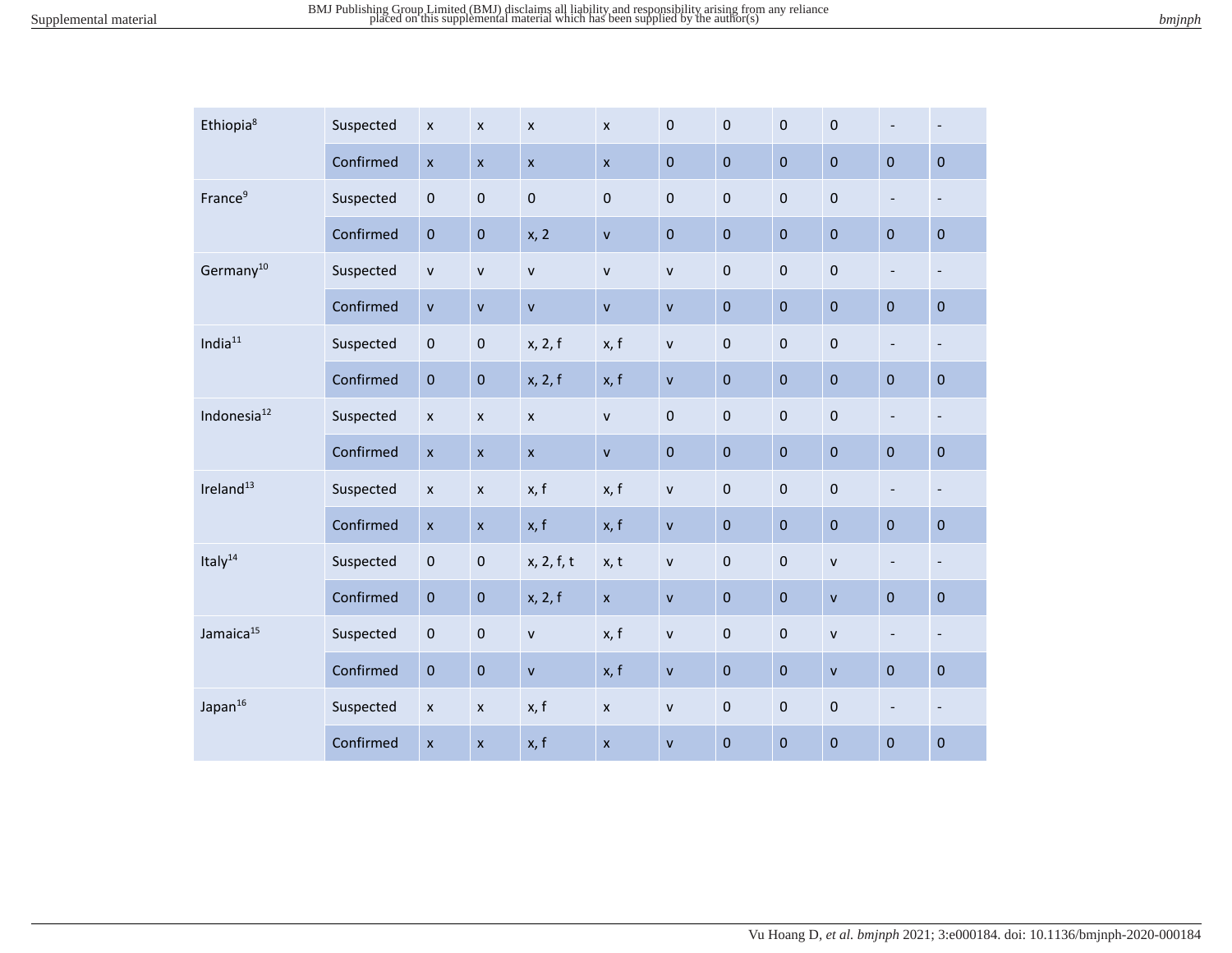| | | | | | | | | | | | |
|---|---|---|---|---|---|---|---|---|---|---|---|
| Ethiopia[8] | Suspected | x | x | x | x | 0 | 0 | 0 | 0 | - | - |
| | Confirmed | x | x | x | x | 0 | 0 | 0 | 0 | 0 | 0 |
| France[9] | Suspected | 0 | 0 | 0 | 0 | 0 | 0 | 0 | 0 | - | - |
| | Confirmed | 0 | 0 | x, 2 | v | 0 | 0 | 0 | 0 | 0 | 0 |
| Germany[10] | Suspected | v | v | v | v | v | 0 | 0 | 0 | - | - |
| | Confirmed | v | v | v | v | v | 0 | 0 | 0 | 0 | 0 |
| India[11] | Suspected | 0 | 0 | x, 2, f | x, f | v | 0 | 0 | 0 | - | - |
| | Confirmed | 0 | 0 | x, 2, f | x, f | v | 0 | 0 | 0 | 0 | 0 |
| Indonesia[12] | Suspected | x | x | x | v | 0 | 0 | 0 | 0 | - | - |
| | Confirmed | x | x | x | v | 0 | 0 | 0 | 0 | 0 | 0 |
| Ireland[13] | Suspected | x | x | x, f | x, f | v | 0 | 0 | 0 | - | - |
| | Confirmed | x | x | x, f | x, f | v | 0 | 0 | 0 | 0 | 0 |
| Italy[14] | Suspected | 0 | 0 | x, 2, f, t | x, t | v | 0 | 0 | v | - | - |
| | Confirmed | 0 | 0 | x, 2, f | x | v | 0 | 0 | v | 0 | 0 |
| Jamaica[15] | Suspected | 0 | 0 | v | x, f | v | 0 | 0 | v | - | - |
| | Confirmed | 0 | 0 | v | x, f | v | 0 | 0 | v | 0 | 0 |
| Japan[16] | Suspected | x | x | x, f | x | v | 0 | 0 | 0 | - | - |
| | Confirmed | x | x | x, f | x | v | 0 | 0 | 0 | 0 | 0 |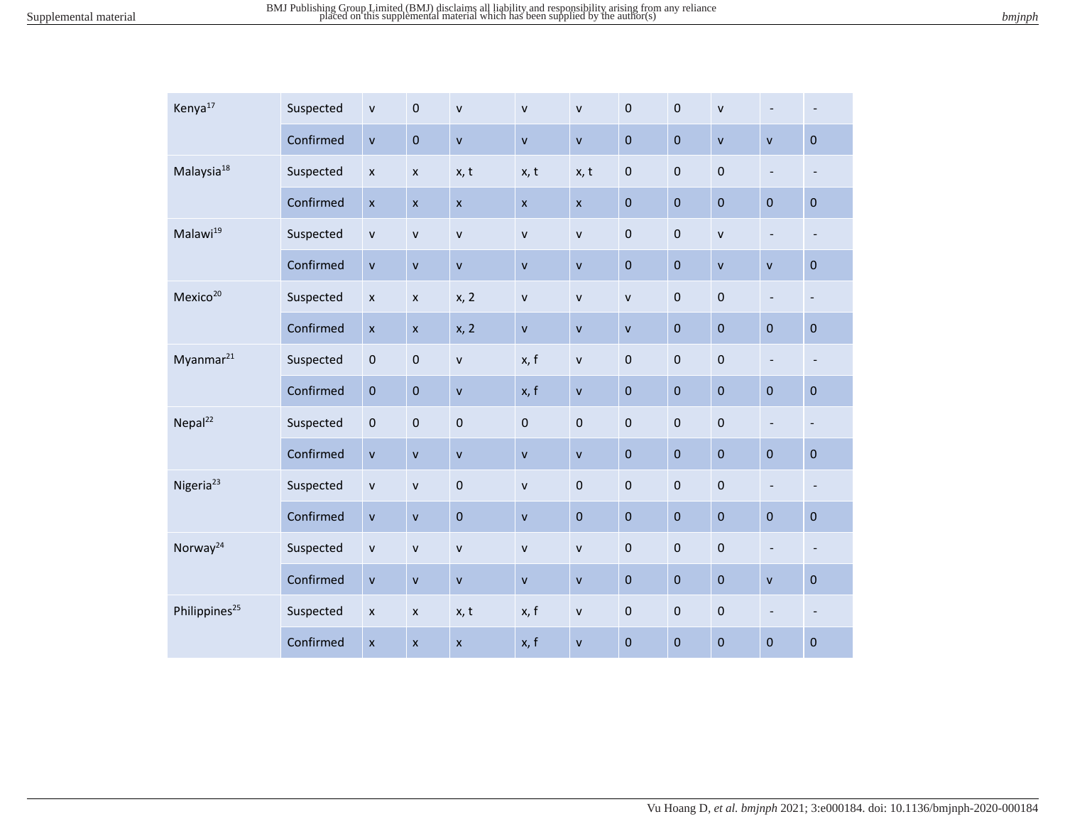| | | | | | | | | | | | |
|---|---|---|---|---|---|---|---|---|---|---|---|
| Kenya[17] | Suspected | v | 0 | v | v | v | 0 | 0 | v | - | - |
| | Confirmed | v | 0 | v | v | v | 0 | 0 | v | v | 0 |
| Malaysia[18] | Suspected | x | x | x, t | x, t | x, t | 0 | 0 | 0 | - | - |
| | Confirmed | x | x | x | x | x | 0 | 0 | 0 | 0 | 0 |
| Malawi[19] | Suspected | v | v | v | v | v | 0 | 0 | v | - | - |
| | Confirmed | v | v | v | v | v | 0 | 0 | v | v | 0 |
| Mexico[20] | Suspected | x | x | x, 2 | v | v | v | 0 | 0 | - | - |
| | Confirmed | x | x | x, 2 | v | v | v | 0 | 0 | 0 | 0 |
| Myanmar[21] | Suspected | 0 | 0 | v | x, f | v | 0 | 0 | 0 | - | - |
| | Confirmed | 0 | 0 | v | x, f | v | 0 | 0 | 0 | 0 | 0 |
| Nepal[22] | Suspected | 0 | 0 | 0 | 0 | 0 | 0 | 0 | 0 | - | - |
| | Confirmed | v | v | v | v | v | 0 | 0 | 0 | 0 | 0 |
| Nigeria[23] | Suspected | v | v | 0 | v | 0 | 0 | 0 | 0 | - | - |
| | Confirmed | v | v | 0 | v | 0 | 0 | 0 | 0 | 0 | 0 |
| Norway[24] | Suspected | v | v | v | v | v | 0 | 0 | 0 | - | - |
| | Confirmed | v | v | v | v | v | 0 | 0 | 0 | v | 0 |
| Philippines[25] | Suspected | x | x | x, t | x, f | v | 0 | 0 | 0 | - | - |
| | Confirmed | x | x | x | x, f | v | 0 | 0 | 0 | 0 | 0 |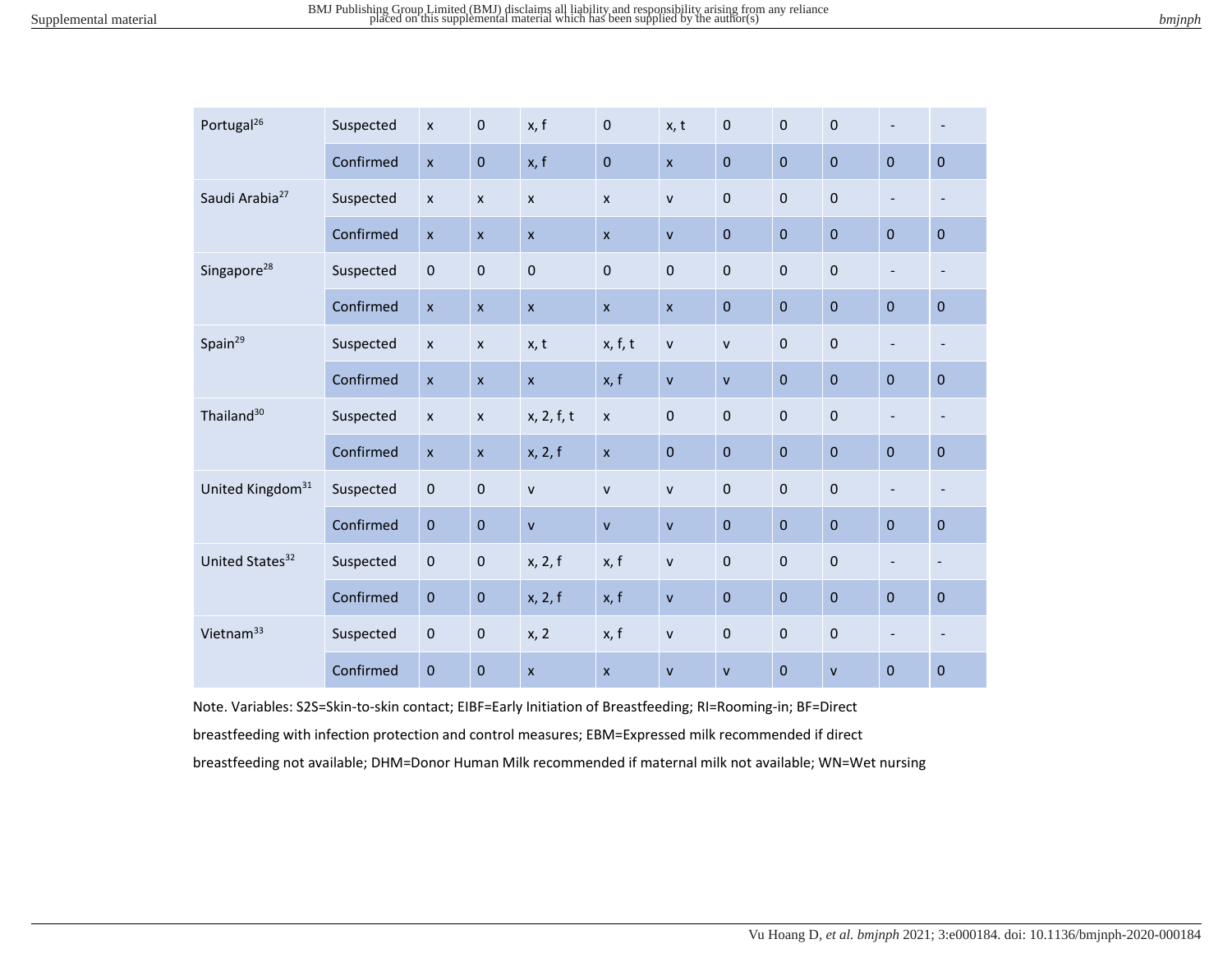| | | | | | | | | | | | |
|---|---|---|---|---|---|---|---|---|---|---|---|
| Portugal[26] | Suspected | x | 0 | x, f | 0 | x, t | 0 | 0 | 0 | - | - |
| | Confirmed | x | 0 | x, f | 0 | x | 0 | 0 | 0 | 0 | 0 |
| Saudi Arabia[27] | Suspected | x | x | x | x | v | 0 | 0 | 0 | - | - |
| | Confirmed | x | x | x | x | v | 0 | 0 | 0 | 0 | 0 |
| Singapore[28] | Suspected | 0 | 0 | 0 | 0 | 0 | 0 | 0 | 0 | - | - |
| | Confirmed | x | x | x | x | x | 0 | 0 | 0 | 0 | 0 |
| Spain[29] | Suspected | x | x | x, t | x, f, t | v | v | 0 | 0 | - | - |
| | Confirmed | x | x | x | x, f | v | v | 0 | 0 | 0 | 0 |
| Thailand[30] | Suspected | x | x | x, 2, f, t | x | 0 | 0 | 0 | 0 | - | - |
| | Confirmed | x | x | x, 2, f | x | 0 | 0 | 0 | 0 | 0 | 0 |
| United Kingdom[31] | Suspected | 0 | 0 | v | v | v | 0 | 0 | 0 | - | - |
| | Confirmed | 0 | 0 | v | v | v | 0 | 0 | 0 | 0 | 0 |
| United States[32] | Suspected | 0 | 0 | x, 2, f | x, f | v | 0 | 0 | 0 | - | - |
| | Confirmed | 0 | 0 | x, 2, f | x, f | v | 0 | 0 | 0 | 0 | 0 |
| Vietnam[33] | Suspected | 0 | 0 | x, 2 | x, f | v | 0 | 0 | 0 | - | - |
| | Confirmed | 0 | 0 | x | x | v | v | 0 | v | 0 | 0 |

Note. Variables: S2S=Skin-to-skin contact; EIBF=Early Initiation of Breastfeeding; RI=Rooming-in; BF=Direct breastfeeding with infection protection and control measures; EBM=Expressed milk recommended if direct breastfeeding not available; DHM=Donor Human Milk recommended if maternal milk not available; WN=Wet nursing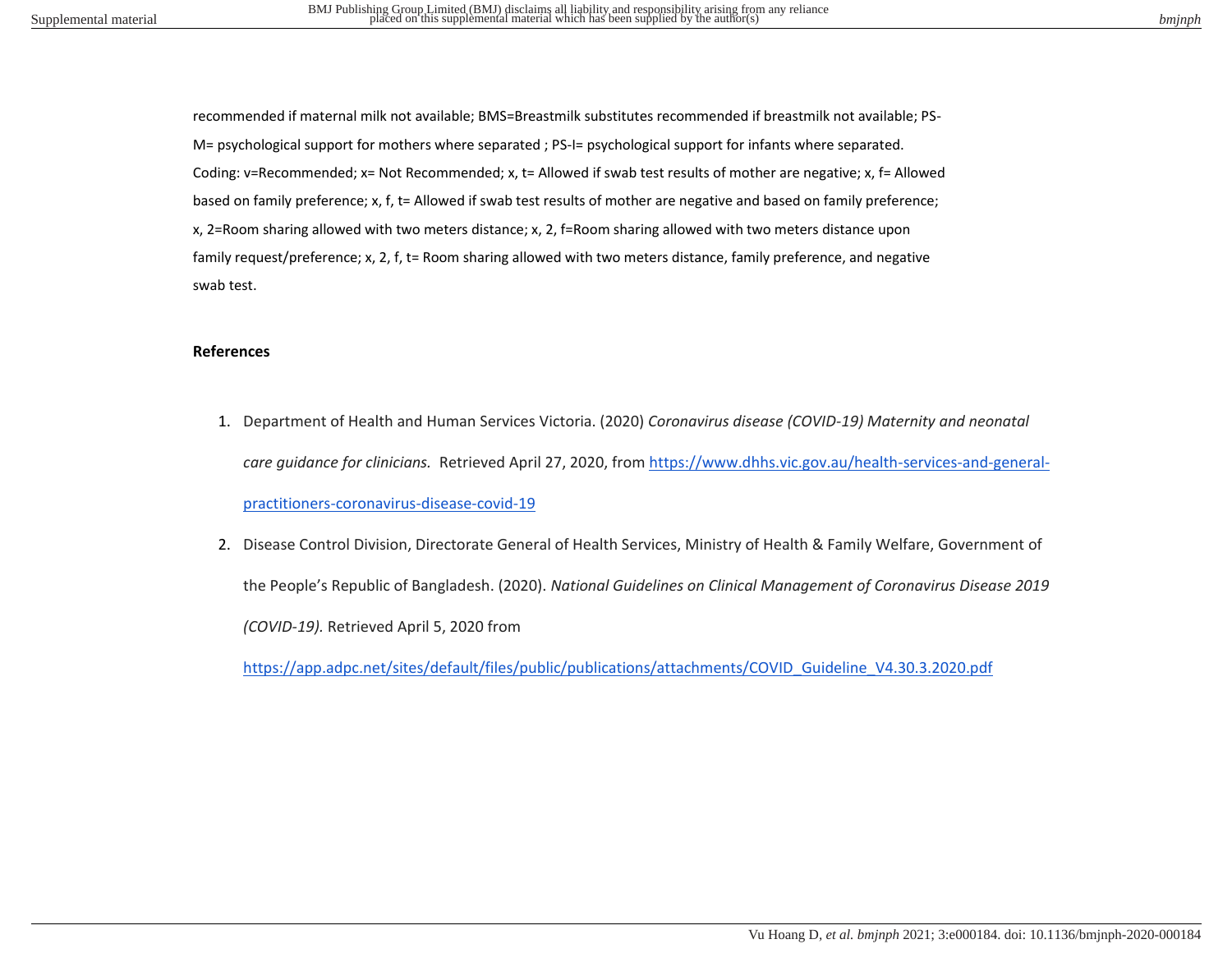recommended if maternal milk not available; BMS=Breastmilk substitutes recommended if breastmilk not available; PS-M= psychological support for mothers where separated ; PS-I= psychological support for infants where separated. Coding: v=Recommended; x= Not Recommended; x, t= Allowed if swab test results of mother are negative; x, f= Allowed based on family preference; x, f, t= Allowed if swab test results of mother are negative and based on family preference; x, 2=Room sharing allowed with two meters distance; x, 2, f=Room sharing allowed with two meters distance upon family request/preference; x, 2, f, t= Room sharing allowed with two meters distance, family preference, and negative swab test.

**References**

1. Department of Health and Human Services Victoria. (2020) *Coronavirus disease (COVID-19) Maternity and neonatal care guidance for clinicians.* Retrieved April 27, 2020, from https://www.dhhs.vic.gov.au/health-services-and-general-practitioners-coronavirus-disease-covid-19
2. Disease Control Division, Directorate General of Health Services, Ministry of Health & Family Welfare, Government of the People's Republic of Bangladesh. (2020). *National Guidelines on Clinical Management of Coronavirus Disease 2019 (COVID-19).* Retrieved April 5, 2020 from https://app.adpc.net/sites/default/files/public/publications/attachments/COVID_Guideline_V4.30.3.2020.pdf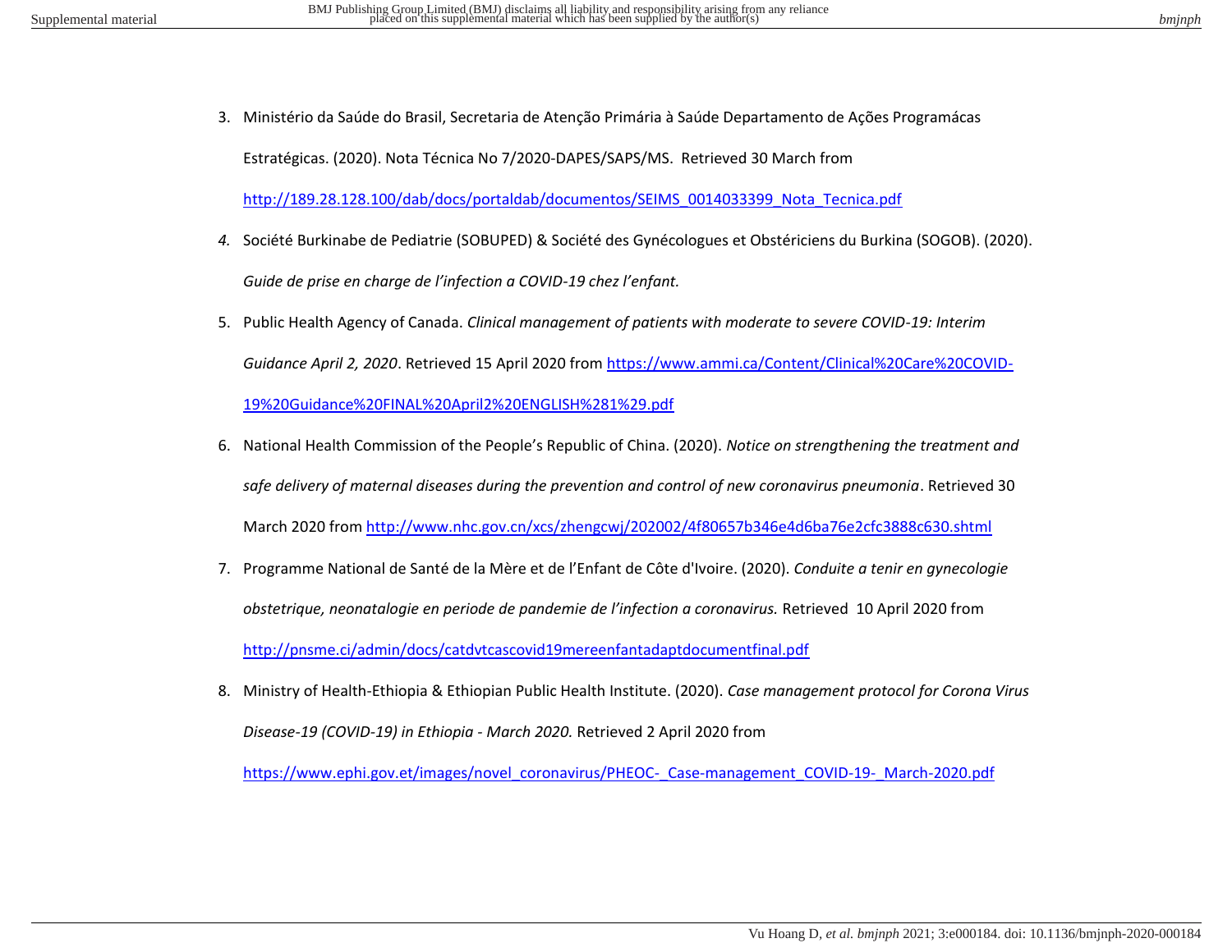3. Ministério da Saúde do Brasil, Secretaria de Atenção Primária à Saúde Departamento de Ações Programácas Estratégicas. (2020). Nota Técnica No 7/2020-DAPES/SAPS/MS. Retrieved 30 March from http://189.28.128.100/dab/docs/portaldab/documentos/SEIMS_0014033399_Nota_Tecnica.pdf

4. Société Burkinabe de Pediatrie (SOBUPED) & Société des Gynécologues et Obstériciens du Burkina (SOGOB). (2020). *Guide de prise en charge de l'infection a COVID-19 chez l'enfant.*

5. Public Health Agency of Canada. *Clinical management of patients with moderate to severe COVID-19: Interim Guidance April 2, 2020*. Retrieved 15 April 2020 from https://www.ammi.ca/Content/Clinical%20Care%20COVID-19%20Guidance%20FINAL%20April2%20ENGLISH%281%29.pdf

6. National Health Commission of the People's Republic of China. (2020). *Notice on strengthening the treatment and safe delivery of maternal diseases during the prevention and control of new coronavirus pneumonia*. Retrieved 30 March 2020 from http://www.nhc.gov.cn/xcs/zhengcwj/202002/4f80657b346e4d6ba76e2cfc3888c630.shtml

7. Programme National de Santé de la Mère et de l'Enfant de Côte d'Ivoire. (2020). *Conduite a tenir en gynecologie obstetrique, neonatalogie en periode de pandemie de l'infection a coronavirus.* Retrieved 10 April 2020 from http://pnsme.ci/admin/docs/catdvtcascovid19mereenfantadaptdocumentfinal.pdf

8. Ministry of Health-Ethiopia & Ethiopian Public Health Institute. (2020). *Case management protocol for Corona Virus Disease-19 (COVID-19) in Ethiopia - March 2020.* Retrieved 2 April 2020 from https://www.ephi.gov.et/images/novel_coronavirus/PHEOC-_Case-management_COVID-19-_March-2020.pdf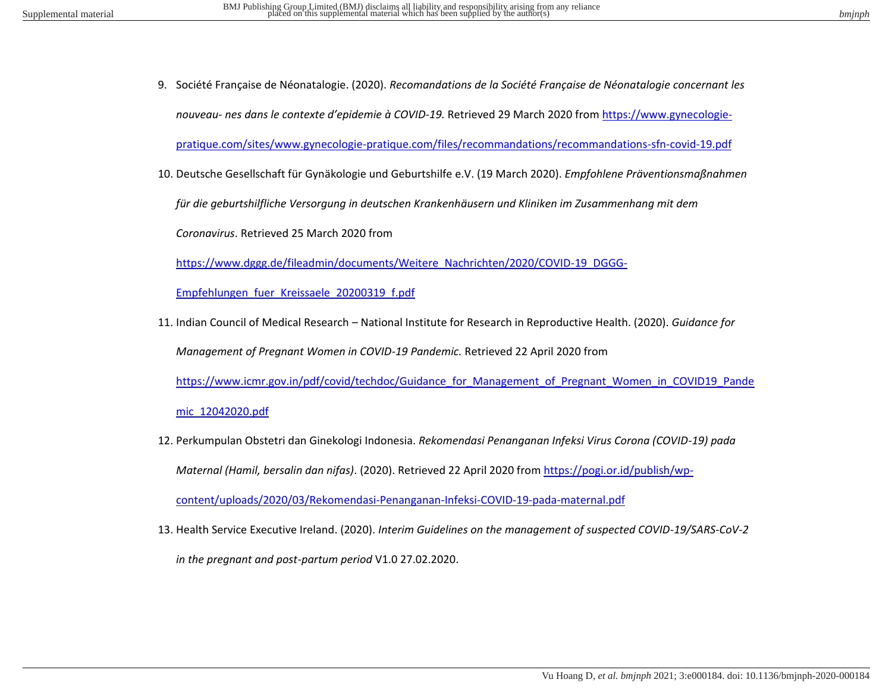9. Société Française de Néonatalogie. (2020). *Recomandations de la Société Française de Néonatalogie concernant les nouveau- nes dans le contexte d'epidemie à COVID-19.* Retrieved 29 March 2020 from https://www.gynecologie-pratique.com/sites/www.gynecologie-pratique.com/files/recommandations/recommandations-sfn-covid-19.pdf

10. Deutsche Gesellschaft für Gynäkologie und Geburtshilfe e.V. (19 March 2020). *Empfohlene Präventionsmaßnahmen für die geburtshilfliche Versorgung in deutschen Krankenhäusern und Kliniken im Zusammenhang mit dem Coronavirus*. Retrieved 25 March 2020 from https://www.dggg.de/fileadmin/documents/Weitere_Nachrichten/2020/COVID-19_DGGG-Empfehlungen_fuer_Kreissaele_20200319_f.pdf

11. Indian Council of Medical Research – National Institute for Research in Reproductive Health. (2020). *Guidance for Management of Pregnant Women in COVID-19 Pandemic.* Retrieved 22 April 2020 from https://www.icmr.gov.in/pdf/covid/techdoc/Guidance_for_Management_of_Pregnant_Women_in_COVID19_Pandemic_12042020.pdf

12. Perkumpulan Obstetri dan Ginekologi Indonesia. *Rekomendasi Penanganan Infeksi Virus Corona (COVID-19) pada Maternal (Hamil, bersalin dan nifas)*. (2020). Retrieved 22 April 2020 from https://pogi.or.id/publish/wp-content/uploads/2020/03/Rekomendasi-Penanganan-Infeksi-COVID-19-pada-maternal.pdf

13. Health Service Executive Ireland. (2020). *Interim Guidelines on the management of suspected COVID-19/SARS-CoV-2 in the pregnant and post-partum period* V1.0 27.02.2020.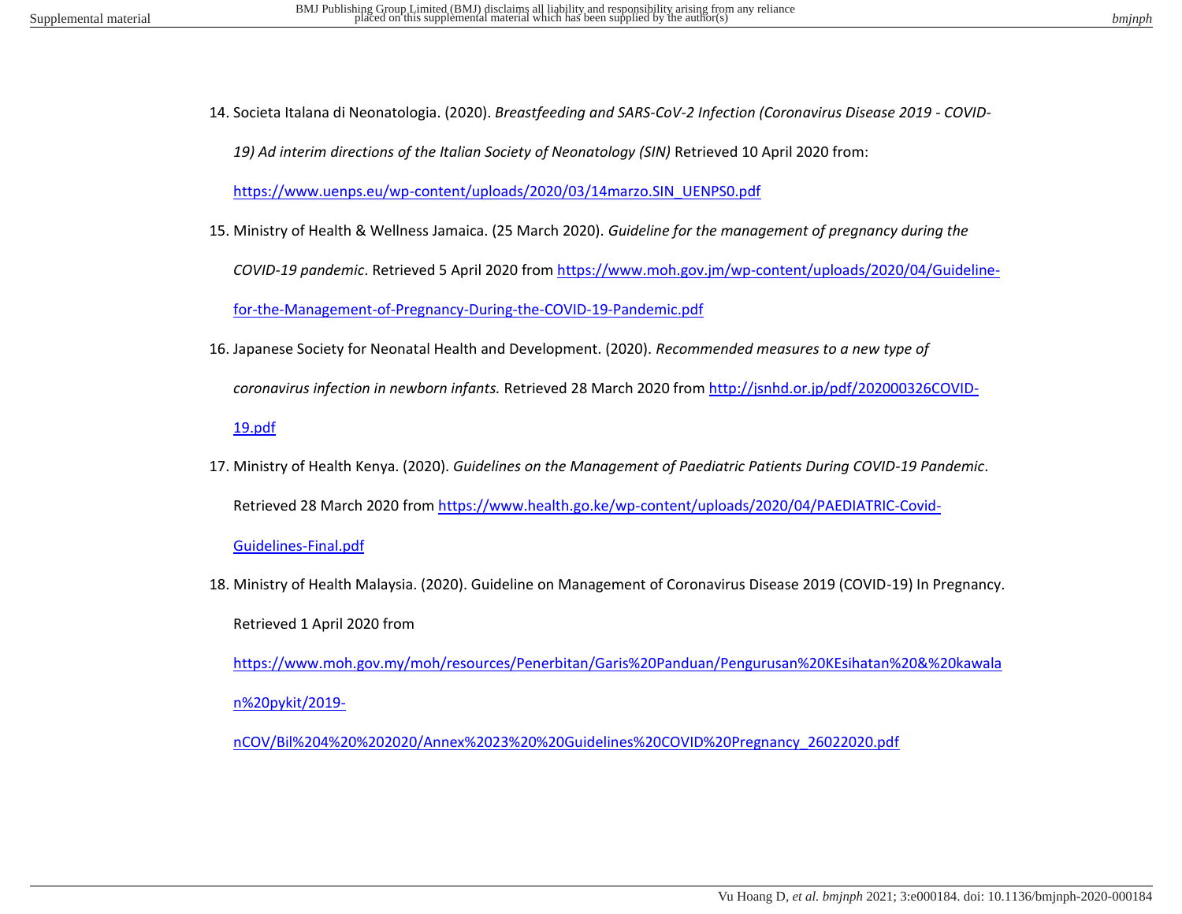14. Societa Italana di Neonatologia. (2020). *Breastfeeding and SARS-CoV-2 Infection (Coronavirus Disease 2019 - COVID-19) Ad interim directions of the Italian Society of Neonatology (SIN)* Retrieved 10 April 2020 from: https://www.uenps.eu/wp-content/uploads/2020/03/14marzo.SIN_UENPS0.pdf

15. Ministry of Health & Wellness Jamaica. (25 March 2020). *Guideline for the management of pregnancy during the COVID-19 pandemic*. Retrieved 5 April 2020 from https://www.moh.gov.jm/wp-content/uploads/2020/04/Guideline-for-the-Management-of-Pregnancy-During-the-COVID-19-Pandemic.pdf

16. Japanese Society for Neonatal Health and Development. (2020). *Recommended measures to a new type of coronavirus infection in newborn infants.* Retrieved 28 March 2020 from http://jsnhd.or.jp/pdf/202000326COVID-19.pdf

17. Ministry of Health Kenya. (2020). *Guidelines on the Management of Paediatric Patients During COVID-19 Pandemic*. Retrieved 28 March 2020 from https://www.health.go.ke/wp-content/uploads/2020/04/PAEDIATRIC-Covid-Guidelines-Final.pdf

18. Ministry of Health Malaysia. (2020). Guideline on Management of Coronavirus Disease 2019 (COVID-19) In Pregnancy. Retrieved 1 April 2020 from https://www.moh.gov.my/moh/resources/Penerbitan/Garis%20Panduan/Pengurusan%20KEsihatan%20&%20kawalan%20pykit/2019-nCOV/Bil%204%20%202020/Annex%2023%20%20Guidelines%20COVID%20Pregnancy_26022020.pdf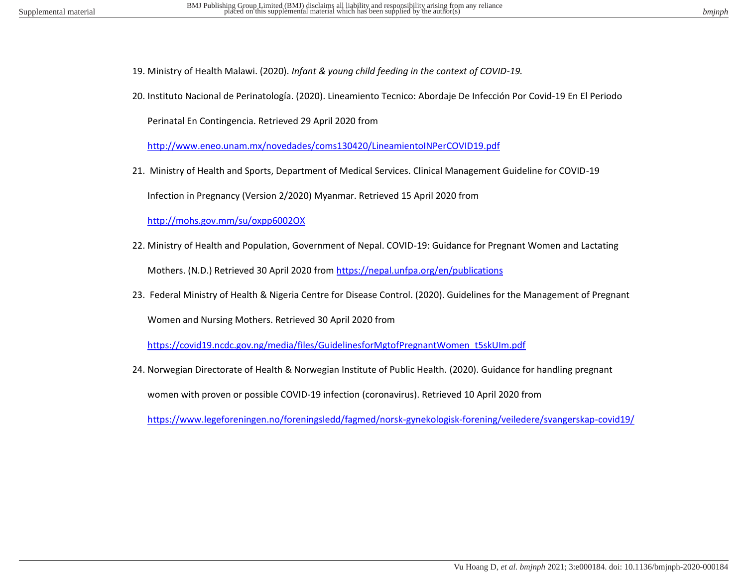19. Ministry of Health Malawi. (2020). *Infant & young child feeding in the context of COVID-19.*

20. Instituto Nacional de Perinatología. (2020). Lineamiento Tecnico: Abordaje De Infección Por Covid-19 En El Periodo Perinatal En Contingencia. Retrieved 29 April 2020 from http://www.eneo.unam.mx/novedades/coms130420/LineamientoINPerCOVID19.pdf

21. Ministry of Health and Sports, Department of Medical Services. Clinical Management Guideline for COVID-19 Infection in Pregnancy (Version 2/2020) Myanmar. Retrieved 15 April 2020 from http://mohs.gov.mm/su/oxpp6002OX

22. Ministry of Health and Population, Government of Nepal. COVID-19: Guidance for Pregnant Women and Lactating Mothers. (N.D.) Retrieved 30 April 2020 from https://nepal.unfpa.org/en/publications

23. Federal Ministry of Health & Nigeria Centre for Disease Control. (2020). Guidelines for the Management of Pregnant Women and Nursing Mothers. Retrieved 30 April 2020 from https://covid19.ncdc.gov.ng/media/files/GuidelinesforMgtofPregnantWomen_t5skUIm.pdf

24. Norwegian Directorate of Health & Norwegian Institute of Public Health. (2020). Guidance for handling pregnant women with proven or possible COVID-19 infection (coronavirus). Retrieved 10 April 2020 from https://www.legeforeningen.no/foreningsledd/fagmed/norsk-gynekologisk-forening/veiledere/svangerskap-covid19/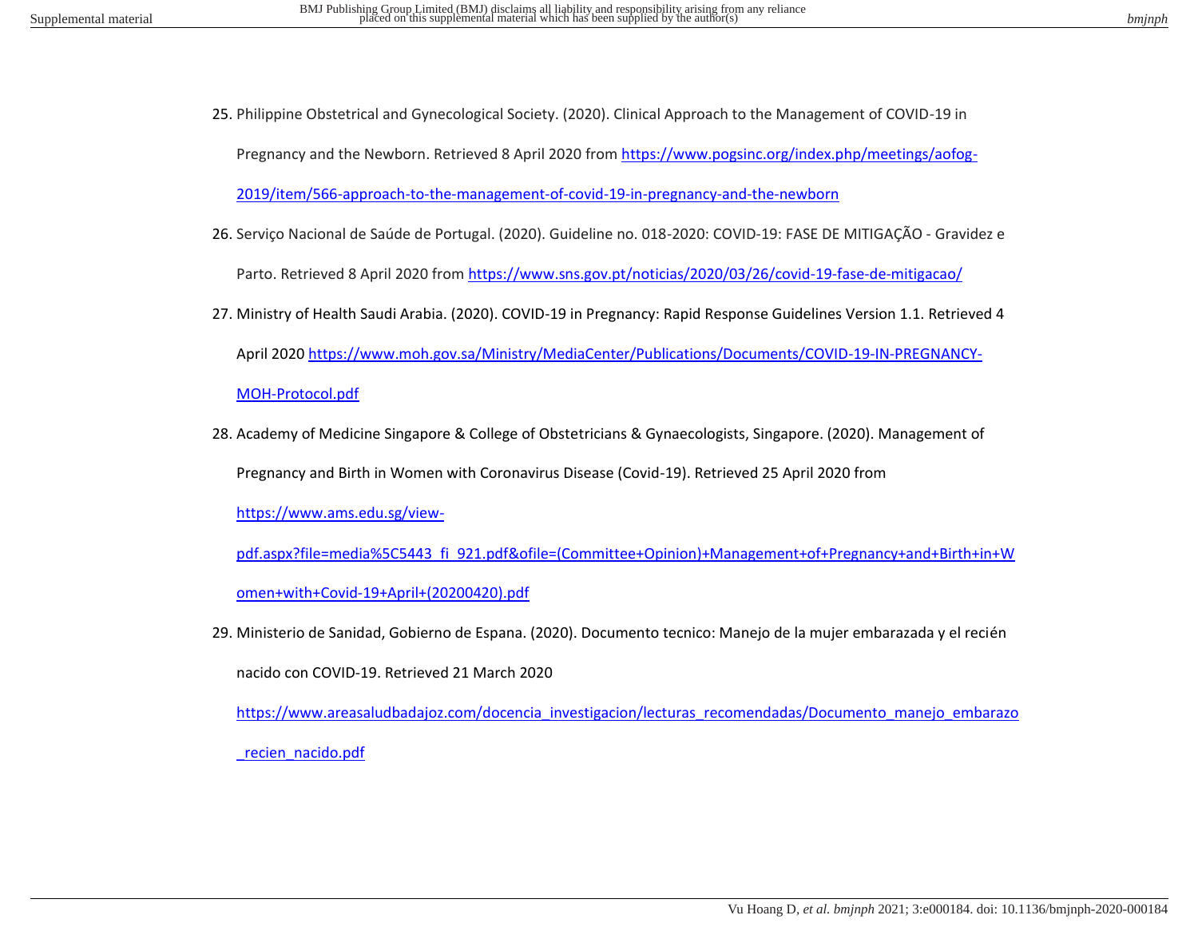25. Philippine Obstetrical and Gynecological Society. (2020). Clinical Approach to the Management of COVID-19 in Pregnancy and the Newborn. Retrieved 8 April 2020 from https://www.pogsinc.org/index.php/meetings/aofog-2019/item/566-approach-to-the-management-of-covid-19-in-pregnancy-and-the-newborn

26. Serviço Nacional de Saúde de Portugal. (2020). Guideline no. 018-2020: COVID-19: FASE DE MITIGAÇÃO - Gravidez e Parto. Retrieved 8 April 2020 from https://www.sns.gov.pt/noticias/2020/03/26/covid-19-fase-de-mitigacao/

27. Ministry of Health Saudi Arabia. (2020). COVID-19 in Pregnancy: Rapid Response Guidelines Version 1.1. Retrieved 4 April 2020 https://www.moh.gov.sa/Ministry/MediaCenter/Publications/Documents/COVID-19-IN-PREGNANCY-MOH-Protocol.pdf

28. Academy of Medicine Singapore & College of Obstetricians & Gynaecologists, Singapore. (2020). Management of Pregnancy and Birth in Women with Coronavirus Disease (Covid-19). Retrieved 25 April 2020 from https://www.ams.edu.sg/view-pdf.aspx?file=media%5C5443_fi_921.pdf&ofile=(Committee+Opinion)+Management+of+Pregnancy+and+Birth+in+Women+with+Covid-19+April+(20200420).pdf

29. Ministerio de Sanidad, Gobierno de Espana. (2020). Documento tecnico: Manejo de la mujer embarazada y el recién nacido con COVID-19. Retrieved 21 March 2020 https://www.areasaludbadajoz.com/docencia_investigacion/lecturas_recomendadas/Documento_manejo_embarazo_recien_nacido.pdf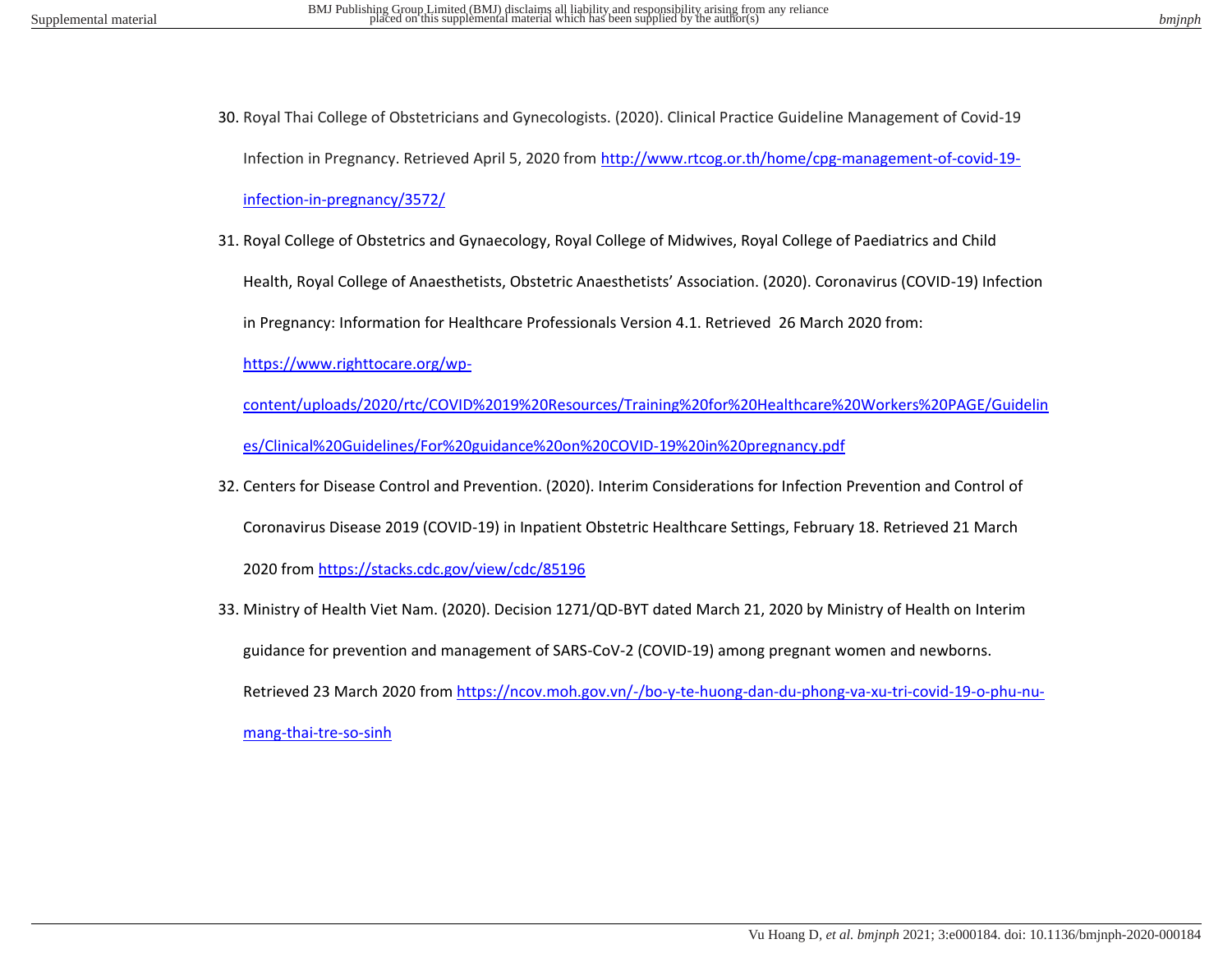30. Royal Thai College of Obstetricians and Gynecologists. (2020). Clinical Practice Guideline Management of Covid-19 Infection in Pregnancy. Retrieved April 5, 2020 from http://www.rtcog.or.th/home/cpg-management-of-covid-19-infection-in-pregnancy/3572/

31. Royal College of Obstetrics and Gynaecology, Royal College of Midwives, Royal College of Paediatrics and Child Health, Royal College of Anaesthetists, Obstetric Anaesthetists' Association. (2020). Coronavirus (COVID-19) Infection in Pregnancy: Information for Healthcare Professionals Version 4.1. Retrieved 26 March 2020 from: https://www.righttocare.org/wp-content/uploads/2020/rtc/COVID%2019%20Resources/Training%20for%20Healthcare%20Workers%20PAGE/Guidelines/Clinical%20Guidelines/For%20guidance%20on%20COVID-19%20in%20pregnancy.pdf

32. Centers for Disease Control and Prevention. (2020). Interim Considerations for Infection Prevention and Control of Coronavirus Disease 2019 (COVID-19) in Inpatient Obstetric Healthcare Settings, February 18. Retrieved 21 March 2020 from https://stacks.cdc.gov/view/cdc/85196

33. Ministry of Health Viet Nam. (2020). Decision 1271/QD-BYT dated March 21, 2020 by Ministry of Health on Interim guidance for prevention and management of SARS-CoV-2 (COVID-19) among pregnant women and newborns. Retrieved 23 March 2020 from https://ncov.moh.gov.vn/-/bo-y-te-huong-dan-du-phong-va-xu-tri-covid-19-o-phu-nu-mang-thai-tre-so-sinh